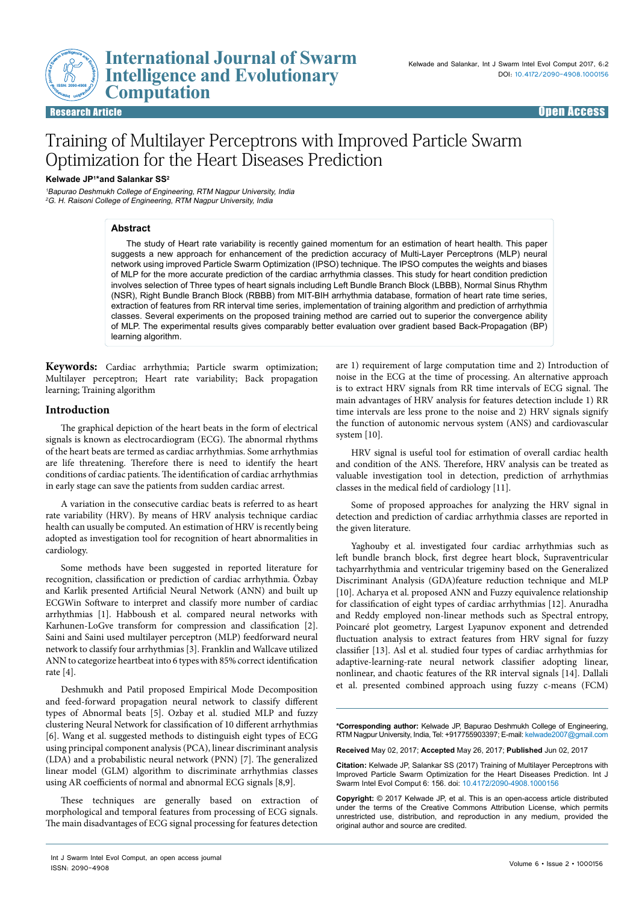Research Article | Open Access

# Training of Multilayer Perceptrons with Improved Particle Swarm Optimization for the Heart Diseases Prediction

**Kelwade JP[1]*and Salankar SS[2]**

[1]*Bapurao Deshmukh College of Engineering, RTM Nagpur University, India*
[2]*G. H. Raisoni College of Engineering, RTM Nagpur University, India*

## Abstract

The study of Heart rate variability is recently gained momentum for an estimation of heart health. This paper suggests a new approach for enhancement of the prediction accuracy of Multi-Layer Perceptrons (MLP) neural network using improved Particle Swarm Optimization (IPSO) technique. The IPSO computes the weights and biases of MLP for the more accurate prediction of the cardiac arrhythmia classes. This study for heart condition prediction involves selection of Three types of heart signals including Left Bundle Branch Block (LBBB), Normal Sinus Rhythm (NSR), Right Bundle Branch Block (RBBB) from MIT-BIH arrhythmia database, formation of heart rate time series, extraction of features from RR interval time series, implementation of training algorithm and prediction of arrhythmia classes. Several experiments on the proposed training method are carried out to superior the convergence ability of MLP. The experimental results gives comparably better evaluation over gradient based Back-Propagation (BP) learning algorithm.

**Keywords:** Cardiac arrhythmia; Particle swarm optimization; Multilayer perceptron; Heart rate variability; Back propagation learning; Training algorithm

## Introduction

The graphical depiction of the heart beats in the form of electrical signals is known as electrocardiogram (ECG). The abnormal rhythms of the heart beats are termed as cardiac arrhythmias. Some arrhythmias are life threatening. Therefore there is need to identify the heart conditions of cardiac patients. The identification of cardiac arrhythmias in early stage can save the patients from sudden cardiac arrest.

A variation in the consecutive cardiac beats is referred to as heart rate variability (HRV). By means of HRV analysis technique cardiac health can usually be computed. An estimation of HRV is recently being adopted as investigation tool for recognition of heart abnormalities in cardiology.

Some methods have been suggested in reported literature for recognition, classification or prediction of cardiac arrhythmia. Özbay and Karlik presented Artificial Neural Network (ANN) and built up ECGWin Software to interpret and classify more number of cardiac arrhythmias [1]. Habboush et al. compared neural networks with Karhunen-LoGve transform for compression and classification [2]. Saini and Saini used multilayer perceptron (MLP) feedforward neural network to classify four arrhythmias [3]. Franklin and Wallcave utilized ANN to categorize heartbeat into 6 types with 85% correct identification rate [4].

Deshmukh and Patil proposed Empirical Mode Decomposition and feed-forward propagation neural network to classify different types of Abnormal beats [5]. Ozbay et al. studied MLP and fuzzy clustering Neural Network for classification of 10 different arrhythmias [6]. Wang et al. suggested methods to distinguish eight types of ECG using principal component analysis (PCA), linear discriminant analysis (LDA) and a probabilistic neural network (PNN) [7]. The generalized linear model (GLM) algorithm to discriminate arrhythmias classes using AR coefficients of normal and abnormal ECG signals [8,9].

These techniques are generally based on extraction of morphological and temporal features from processing of ECG signals. The main disadvantages of ECG signal processing for features detection are 1) requirement of large computation time and 2) Introduction of noise in the ECG at the time of processing. An alternative approach is to extract HRV signals from RR time intervals of ECG signal. The main advantages of HRV analysis for features detection include 1) RR time intervals are less prone to the noise and 2) HRV signals signify the function of autonomic nervous system (ANS) and cardiovascular system [10].

HRV signal is useful tool for estimation of overall cardiac health and condition of the ANS. Therefore, HRV analysis can be treated as valuable investigation tool in detection, prediction of arrhythmias classes in the medical field of cardiology [11].

Some of proposed approaches for analyzing the HRV signal in detection and prediction of cardiac arrhythmia classes are reported in the given literature.

Yaghouby et al. investigated four cardiac arrhythmias such as left bundle branch block, first degree heart block, Supraventricular tachyarrhythmia and ventricular trigeminy based on the Generalized Discriminant Analysis (GDA)feature reduction technique and MLP [10]. Acharya et al. proposed ANN and Fuzzy equivalence relationship for classification of eight types of cardiac arrhythmias [12]. Anuradha and Reddy employed non-linear methods such as Spectral entropy, Poincaré plot geometry, Largest Lyapunov exponent and detrended fluctuation analysis to extract features from HRV signal for fuzzy classifier [13]. Asl et al. studied four types of cardiac arrhythmias for adaptive-learning-rate neural network classifier adopting linear, nonlinear, and chaotic features of the RR interval signals [14]. Dallali et al. presented combined approach using fuzzy c-means (FCM)

**\*Corresponding author:** Kelwade JP, Bapurao Deshmukh College of Engineering, RTM Nagpur University, India, Tel: +917755903397; E-mail: kelwade2007@gmail.com

**Received** May 02, 2017; **Accepted** May 26, 2017; **Published** Jun 02, 2017

**Citation:** Kelwade JP, Salankar SS (2017) Training of Multilayer Perceptrons with Improved Particle Swarm Optimization for the Heart Diseases Prediction. Int J Swarm Intel Evol Comput 6: 156. doi: 10.4172/2090-4908.1000156

**Copyright:** © 2017 Kelwade JP, et al. This is an open-access article distributed under the terms of the Creative Commons Attribution License, which permits unrestricted use, distribution, and reproduction in any medium, provided the original author and source are credited.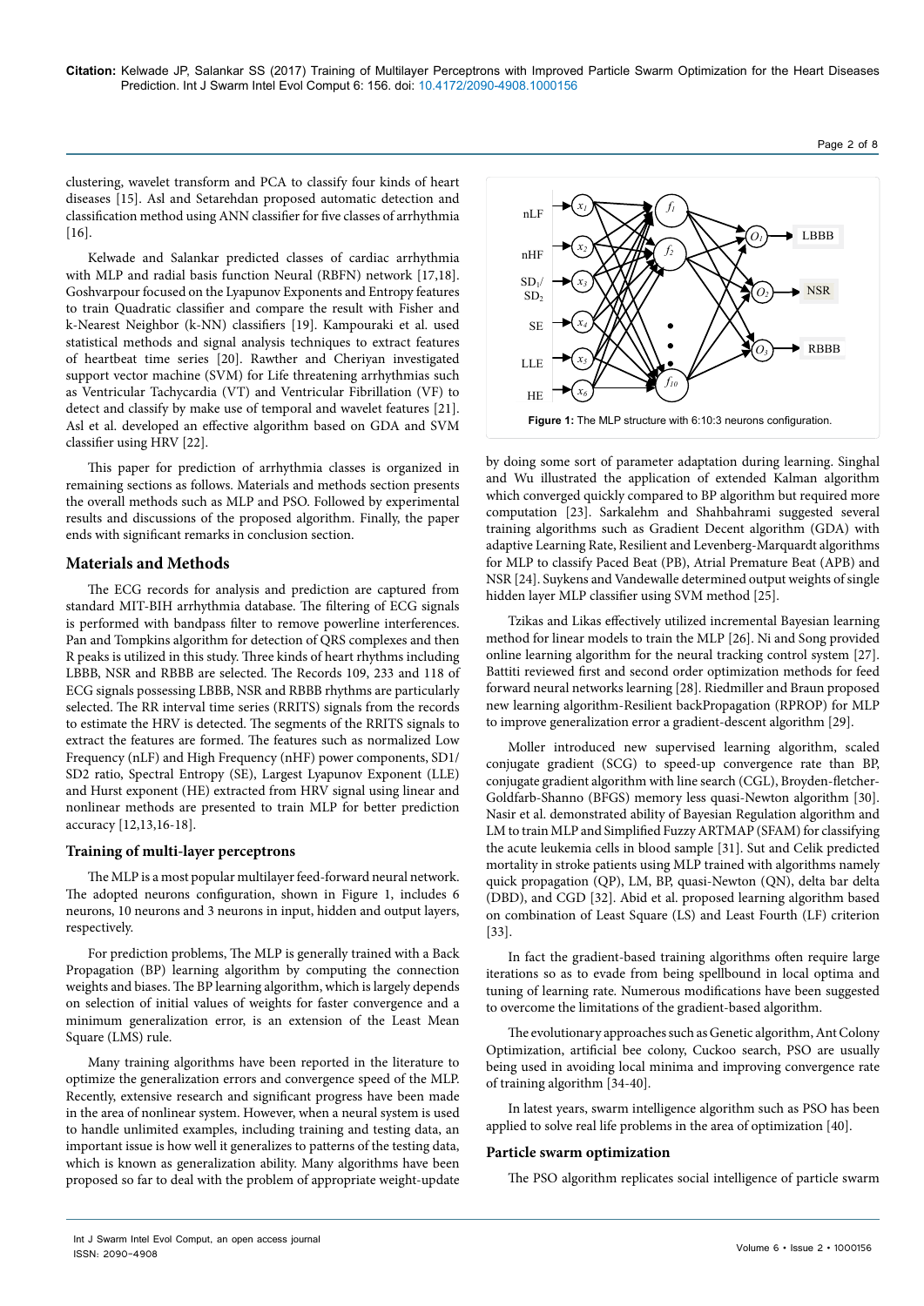clustering, wavelet transform and PCA to classify four kinds of heart diseases [15]. Asl and Setarehdan proposed automatic detection and classification method using ANN classifier for five classes of arrhythmia [16].

Kelwade and Salankar predicted classes of cardiac arrhythmia with MLP and radial basis function Neural (RBFN) network [17,18]. Goshvarpour focused on the Lyapunov Exponents and Entropy features to train Quadratic classifier and compare the result with Fisher and k-Nearest Neighbor (k-NN) classifiers [19]. Kampouraki et al. used statistical methods and signal analysis techniques to extract features of heartbeat time series [20]. Rawther and Cheriyan investigated support vector machine (SVM) for Life threatening arrhythmias such as Ventricular Tachycardia (VT) and Ventricular Fibrillation (VF) to detect and classify by make use of temporal and wavelet features [21]. Asl et al. developed an effective algorithm based on GDA and SVM classifier using HRV [22].

This paper for prediction of arrhythmia classes is organized in remaining sections as follows. Materials and methods section presents the overall methods such as MLP and PSO. Followed by experimental results and discussions of the proposed algorithm. Finally, the paper ends with significant remarks in conclusion section.

## Materials and Methods

The ECG records for analysis and prediction are captured from standard MIT-BIH arrhythmia database. The filtering of ECG signals is performed with bandpass filter to remove powerline interferences. Pan and Tompkins algorithm for detection of QRS complexes and then R peaks is utilized in this study. Three kinds of heart rhythms including LBBB, NSR and RBBB are selected. The Records 109, 233 and 118 of ECG signals possessing LBBB, NSR and RBBB rhythms are particularly selected. The RR interval time series (RRITS) signals from the records to estimate the HRV is detected. The segments of the RRITS signals to extract the features are formed. The features such as normalized Low Frequency (nLF) and High Frequency (nHF) power components, SD1/SD2 ratio, Spectral Entropy (SE), Largest Lyapunov Exponent (LLE) and Hurst exponent (HE) extracted from HRV signal using linear and nonlinear methods are presented to train MLP for better prediction accuracy [12,13,16-18].

### Training of multi-layer perceptrons

The MLP is a most popular multilayer feed-forward neural network. The adopted neurons configuration, shown in Figure 1, includes 6 neurons, 10 neurons and 3 neurons in input, hidden and output layers, respectively.

For prediction problems, The MLP is generally trained with a Back Propagation (BP) learning algorithm by computing the connection weights and biases. The BP learning algorithm, which is largely depends on selection of initial values of weights for faster convergence and a minimum generalization error, is an extension of the Least Mean Square (LMS) rule.

Many training algorithms have been reported in the literature to optimize the generalization errors and convergence speed of the MLP. Recently, extensive research and significant progress have been made in the area of nonlinear system. However, when a neural system is used to handle unlimited examples, including training and testing data, an important issue is how well it generalizes to patterns of the testing data, which is known as generalization ability. Many algorithms have been proposed so far to deal with the problem of appropriate weight-update

**Figure 1:** The MLP structure with 6:10:3 neurons configuration.

by doing some sort of parameter adaptation during learning. Singhal and Wu illustrated the application of extended Kalman algorithm which converged quickly compared to BP algorithm but required more computation [23]. Sarkalehm and Shahbahrami suggested several training algorithms such as Gradient Decent algorithm (GDA) with adaptive Learning Rate, Resilient and Levenberg-Marquardt algorithms for MLP to classify Paced Beat (PB), Atrial Premature Beat (APB) and NSR [24]. Suykens and Vandewalle determined output weights of single hidden layer MLP classifier using SVM method [25].

Tzikas and Likas effectively utilized incremental Bayesian learning method for linear models to train the MLP [26]. Ni and Song provided online learning algorithm for the neural tracking control system [27]. Battiti reviewed first and second order optimization methods for feed forward neural networks learning [28]. Riedmiller and Braun proposed new learning algorithm-Resilient backPropagation (RPROP) for MLP to improve generalization error a gradient-descent algorithm [29].

Moller introduced new supervised learning algorithm, scaled conjugate gradient (SCG) to speed-up convergence rate than BP, conjugate gradient algorithm with line search (CGL), Broyden-fletcher-Goldfarb-Shanno (BFGS) memory less quasi-Newton algorithm [30]. Nasir et al. demonstrated ability of Bayesian Regulation algorithm and LM to train MLP and Simplified Fuzzy ARTMAP (SFAM) for classifying the acute leukemia cells in blood sample [31]. Sut and Celik predicted mortality in stroke patients using MLP trained with algorithms namely quick propagation (QP), LM, BP, quasi-Newton (QN), delta bar delta (DBD), and CGD [32]. Abid et al. proposed learning algorithm based on combination of Least Square (LS) and Least Fourth (LF) criterion [33].

In fact the gradient-based training algorithms often require large iterations so as to evade from being spellbound in local optima and tuning of learning rate. Numerous modifications have been suggested to overcome the limitations of the gradient-based algorithm.

The evolutionary approaches such as Genetic algorithm, Ant Colony Optimization, artificial bee colony, Cuckoo search, PSO are usually being used in avoiding local minima and improving convergence rate of training algorithm [34-40].

In latest years, swarm intelligence algorithm such as PSO has been applied to solve real life problems in the area of optimization [40].

### Particle swarm optimization

The PSO algorithm replicates social intelligence of particle swarm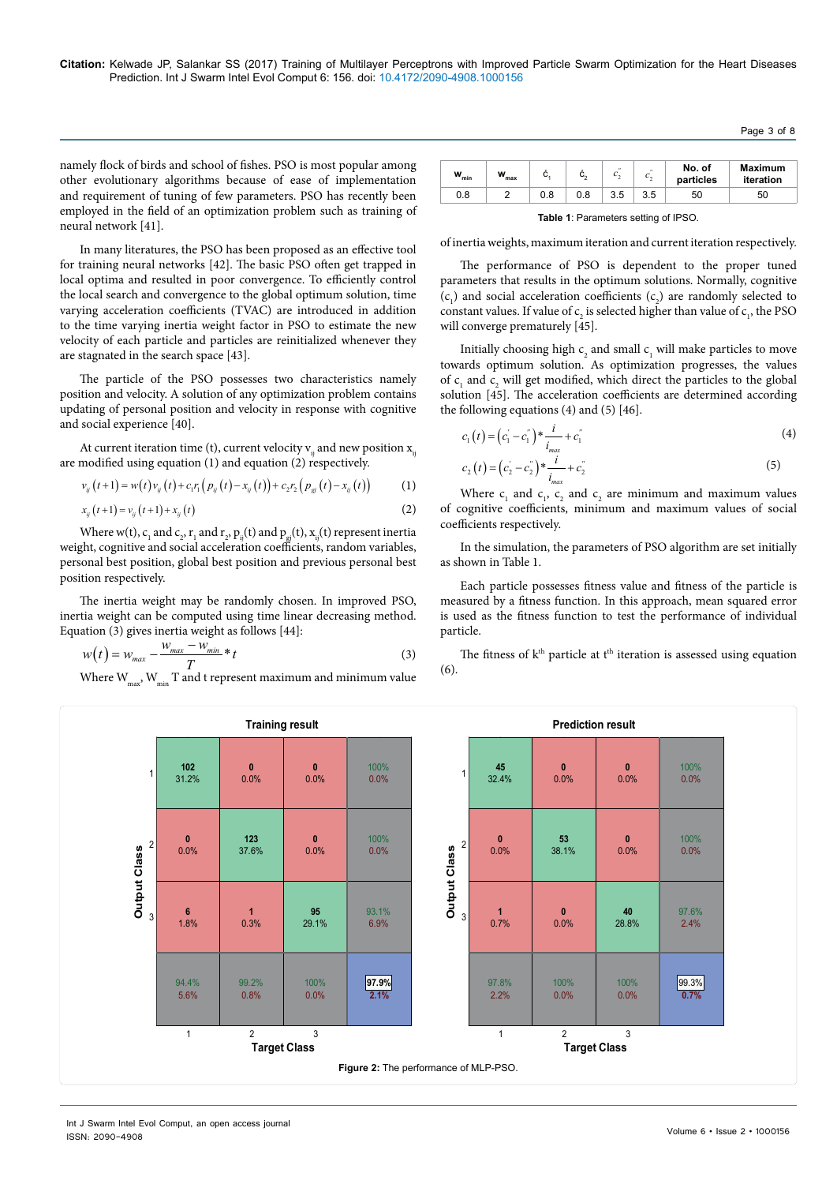namely flock of birds and school of fishes. PSO is most popular among other evolutionary algorithms because of ease of implementation and requirement of tuning of few parameters. PSO has recently been employed in the field of an optimization problem such as training of neural network [41].

In many literatures, the PSO has been proposed as an effective tool for training neural networks [42]. The basic PSO often get trapped in local optima and resulted in poor convergence. To efficiently control the local search and convergence to the global optimum solution, time varying acceleration coefficients (TVAC) are introduced in addition to the time varying inertia weight factor in PSO to estimate the new velocity of each particle and particles are reinitialized whenever they are stagnated in the search space [43].

The particle of the PSO possesses two characteristics namely position and velocity. A solution of any optimization problem contains updating of personal position and velocity in response with cognitive and social experience [40].

At current iteration time (t), current velocity $v_{ij}$ and new position $x_{ij}$ are modified using equation (1) and equation (2) respectively.

$$v_{ij}(t+1) = w(t)v_{ij}(t) + c_1r_1\left(p_{ij}(t) - x_{ij}(t)\right) + c_2r_2\left(p_{gj}(t) - x_{ij}(t)\right) \quad (1)$$

$$x_{ij}(t+1) = v_{ij}(t+1) + x_{ij}(t) \quad (2)$$

Where w(t), $c_1$ and $c_2$, $r_1$ and $r_2$, $p_{ij}(t)$ and $p_{gj}(t)$, $x_{ij}(t)$ represent inertia weight, cognitive and social acceleration coefficients, random variables, personal best position, global best position and previous personal best position respectively.

The inertia weight may be randomly chosen. In improved PSO, inertia weight can be computed using time linear decreasing method. Equation (3) gives inertia weight as follows [44]:

$$w(t) = w_{max} - \frac{w_{max} - w_{min}}{T} * t \quad (3)$$

Where $W_{max}$, $W_{min}$ T and t represent maximum and minimum value of inertia weights, maximum iteration and current iteration respectively.

| $w_{min}$ | $w_{max}$ | $c'_1$ | $c'_2$ | $c''_2$ | $c''_2$ | No. of particles | Maximum iteration |
|---|---|---|---|---|---|---|---|
| 0.8 | 2 | 0.8 | 0.8 | 3.5 | 3.5 | 50 | 50 |

**Table 1**: Parameters setting of IPSO.

The performance of PSO is dependent to the proper tuned parameters that results in the optimum solutions. Normally, cognitive ($c_1$) and social acceleration coefficients ($c_2$) are randomly selected to constant values. If value of $c_2$ is selected higher than value of $c_1$, the PSO will converge prematurely [45].

Initially choosing high $c_2$ and small $c_1$ will make particles to move towards optimum solution. As optimization progresses, the values of $c_1$ and $c_2$ will get modified, which direct the particles to the global solution [45]. The acceleration coefficients are determined according the following equations (4) and (5) [46].

$$c_1(t) = \left(c_1^{'} - c_1^{''}\right) * \frac{i}{i_{max}} + c_1^{''} \quad (4)$$

$$c_2(t) = \left(c_2^{'} - c_2^{''}\right) * \frac{i}{i_{max}} + c_2^{''} \quad (5)$$

Where $c_1$ and $c_1$, $c_2$ and $c_2$ are minimum and maximum values of cognitive coefficients, minimum and maximum values of social coefficients respectively.

In the simulation, the parameters of PSO algorithm are set initially as shown in Table 1.

Each particle possesses fitness value and fitness of the particle is measured by a fitness function. In this approach, mean squared error is used as the fitness function to test the performance of individual particle.

The fitness of $k^{th}$ particle at $t^{th}$ iteration is assessed using equation (6).

**Training result**

| Output Class \ Target Class | 1 | 2 | 3 | |
|---|---|---|---|---|
| 1 | 102 (31.2%) | 0 (0.0%) | 0 (0.0%) | 100% / 0.0% |
| 2 | 0 (0.0%) | 123 (37.6%) | 0 (0.0%) | 100% / 0.0% |
| 3 | 6 (1.8%) | 1 (0.3%) | 95 (29.1%) | 93.1% / 6.9% |
| | 94.4% / 5.6% | 99.2% / 0.8% | 100% / 0.0% | 97.9% / 2.1% |

**Prediction result**

| Output Class \ Target Class | 1 | 2 | 3 | |
|---|---|---|---|---|
| 1 | 45 (32.4%) | 0 (0.0%) | 0 (0.0%) | 100% / 0.0% |
| 2 | 0 (0.0%) | 53 (38.1%) | 0 (0.0%) | 100% / 0.0% |
| 3 | 1 (0.7%) | 0 (0.0%) | 40 (28.8%) | 97.6% / 2.4% |
| | 97.8% / 2.2% | 100% / 0.0% | 100% / 0.0% | 99.3% / 0.7% |

**Figure 2:** The performance of MLP-PSO.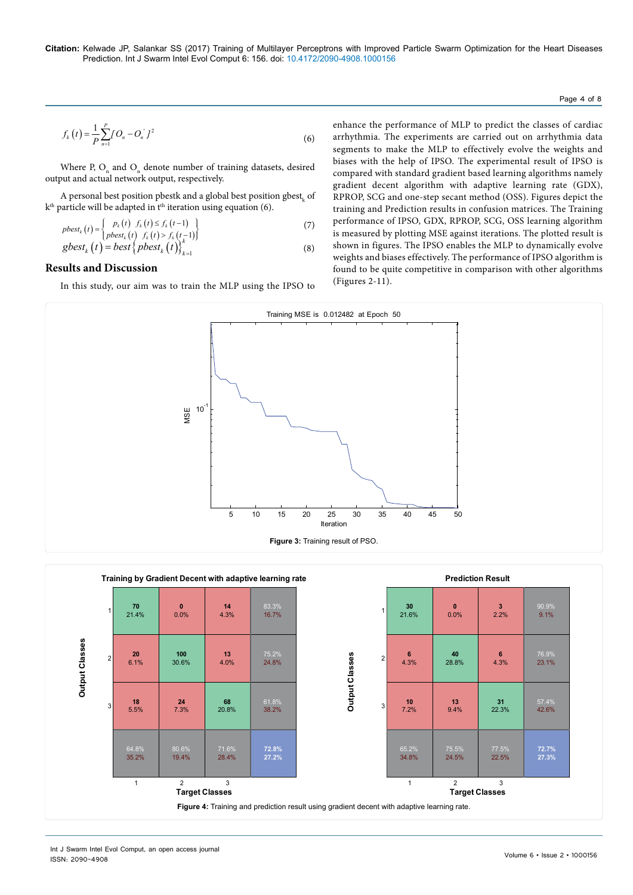$$f_k(t) = \frac{1}{P}\sum_{n=1}^{P}[O_n - O_n^{'}]^2 \quad (6)$$

Where P, $O_n$ and $O_n^{'}$ denote number of training datasets, desired output and actual network output, respectively.

A personal best position pbestk and a global best position $gbest_k$ of $k^{th}$ particle will be adapted in $t^{th}$ iteration using equation (6).

$$pbest_k(t) = \begin{cases} p_k(t) & f_k(t) \le f_k(t-1) \\ pbest_k(t) & f_k(t) > f_k(t-1) \end{cases} \quad (7)$$

$$gbest_k(t) = best\{pbest_k(t)\}_{k=1}^{k} \quad (8)$$

## Results and Discussion

In this study, our aim was to train the MLP using the IPSO to enhance the performance of MLP to predict the classes of cardiac arrhythmia. The experiments are carried out on arrhythmia data segments to make the MLP to effectively evolve the weights and biases with the help of IPSO. The experimental result of IPSO is compared with standard gradient based learning algorithms namely gradient decent algorithm with adaptive learning rate (GDX), RPROP, SCG and one-step secant method (OSS). Figures depict the training and Prediction results in confusion matrices. The Training performance of IPSO, GDX, RPROP, SCG, OSS learning algorithm is measured by plotting MSE against iterations. The plotted result is shown in figures. The IPSO enables the MLP to dynamically evolve weights and biases effectively. The performance of IPSO algorithm is found to be quite competitive in comparison with other algorithms (Figures 2-11).

**Figure 3:** Training result of PSO.

**Training by Gradient Decent with adaptive learning rate**

| Output \ Target | 1 | 2 | 3 | |
|---|---|---|---|---|
| 1 | 70 (21.4%) | 0 (0.0%) | 14 (4.3%) | 83.3% / 16.7% |
| 2 | 20 (6.1%) | 100 (30.6%) | 13 (4.0%) | 75.2% / 24.8% |
| 3 | 18 (5.5%) | 24 (7.3%) | 68 (20.8%) | 61.8% / 38.2% |
| | 64.8% / 35.2% | 80.6% / 19.4% | 71.6% / 28.4% | 72.8% / 27.2% |

**Prediction Result**

| Output \ Target | 1 | 2 | 3 | |
|---|---|---|---|---|
| 1 | 30 (21.6%) | 0 (0.0%) | 3 (2.2%) | 90.9% / 9.1% |
| 2 | 6 (4.3%) | 40 (28.8%) | 6 (4.3%) | 76.9% / 23.1% |
| 3 | 10 (7.2%) | 13 (9.4%) | 31 (22.3%) | 57.4% / 42.6% |
| | 65.2% / 34.8% | 75.5% / 24.5% | 77.5% / 22.5% | 72.7% / 27.3% |

**Figure 4:** Training and prediction result using gradient decent with adaptive learning rate.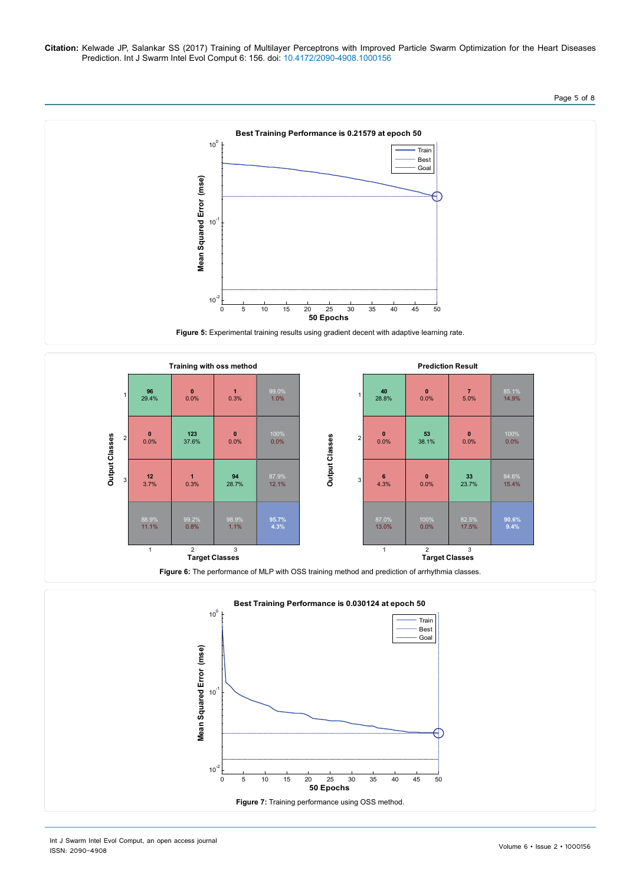Figure 5: Experimental training results using gradient decent with adaptive learning rate.

Figure 6: The performance of MLP with OSS training method and prediction of arrhythmia classes.

Figure 7: Training performance using OSS method.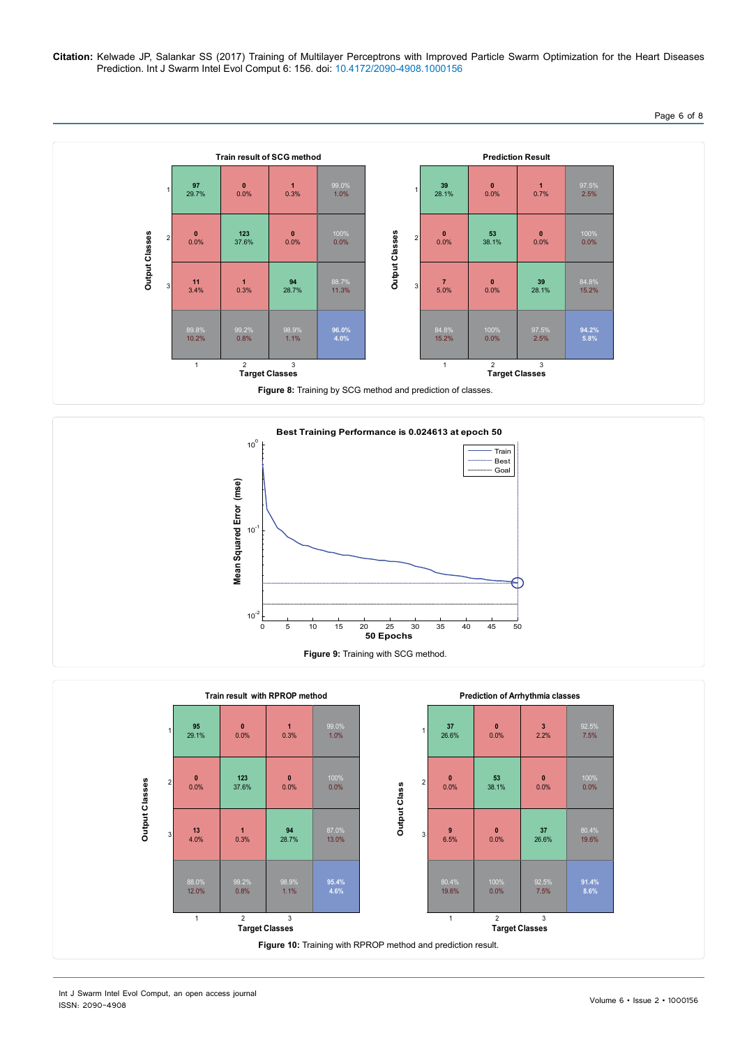Figure 8: Training by SCG method and prediction of classes.

Figure 9: Training with SCG method.

Figure 10: Training with RPROP method and prediction result.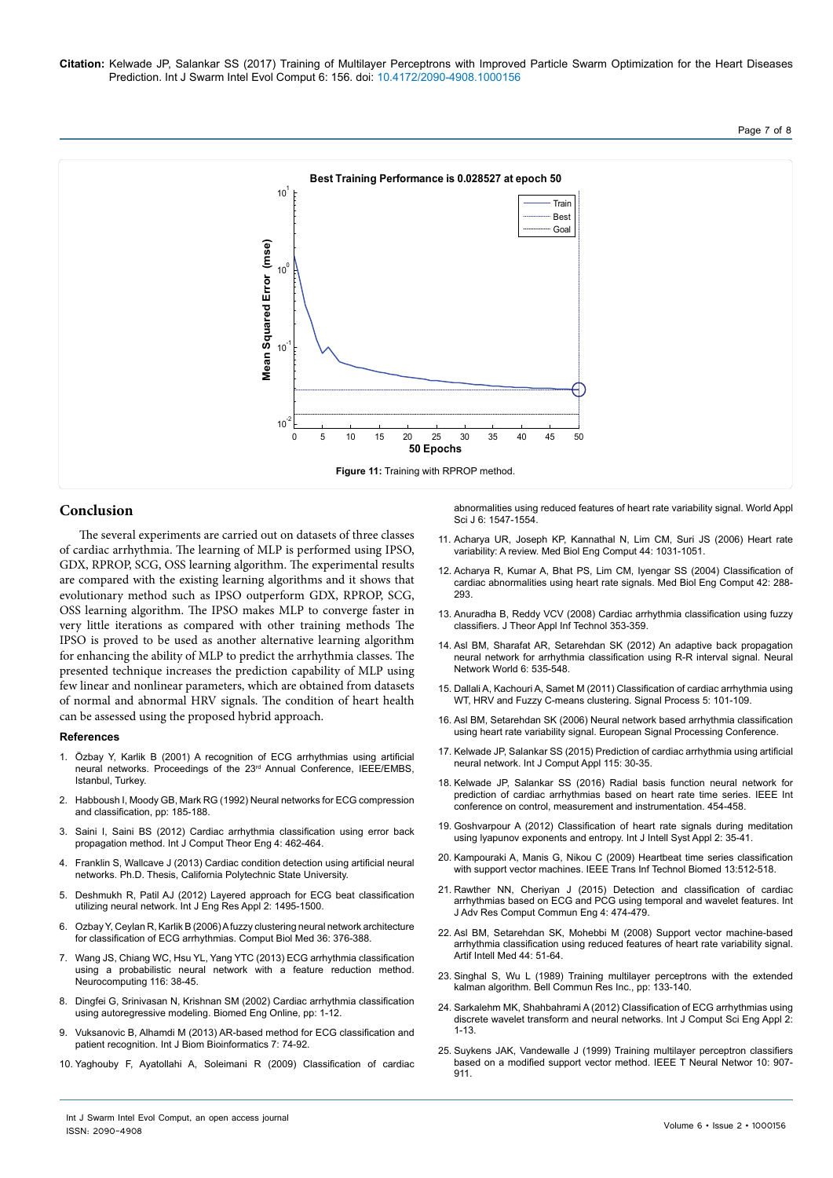Figure 11: Training with RPROP method.

## Conclusion

The several experiments are carried out on datasets of three classes of cardiac arrhythmia. The learning of MLP is performed using IPSO, GDX, RPROP, SCG, OSS learning algorithm. The experimental results are compared with the existing learning algorithms and it shows that evolutionary method such as IPSO outperform GDX, RPROP, SCG, OSS learning algorithm. The IPSO makes MLP to converge faster in very little iterations as compared with other training methods The IPSO is proved to be used as another alternative learning algorithm for enhancing the ability of MLP to predict the arrhythmia classes. The presented technique increases the prediction capability of MLP using few linear and nonlinear parameters, which are obtained from datasets of normal and abnormal HRV signals. The condition of heart health can be assessed using the proposed hybrid approach.

### References

1. Özbay Y, Karlik B (2001) A recognition of ECG arrhythmias using artificial neural networks. Proceedings of the 23rd Annual Conference, IEEE/EMBS, Istanbul, Turkey.
2. Habboush I, Moody GB, Mark RG (1992) Neural networks for ECG compression and classification, pp: 185-188.
3. Saini I, Saini BS (2012) Cardiac arrhythmia classification using error back propagation method. Int J Comput Theor Eng 4: 462-464.
4. Franklin S, Wallcave J (2013) Cardiac condition detection using artificial neural networks. Ph.D. Thesis, California Polytechnic State University.
5. Deshmukh R, Patil AJ (2012) Layered approach for ECG beat classification utilizing neural network. Int J Eng Res Appl 2: 1495-1500.
6. Ozbay Y, Ceylan R, Karlik B (2006) A fuzzy clustering neural network architecture for classification of ECG arrhythmias. Comput Biol Med 36: 376-388.
7. Wang JS, Chiang WC, Hsu YL, Yang YTC (2013) ECG arrhythmia classification using a probabilistic neural network with a feature reduction method. Neurocomputing 116: 38-45.
8. Dingfei G, Srinivasan N, Krishnan SM (2002) Cardiac arrhythmia classification using autoregressive modeling. Biomed Eng Online, pp: 1-12.
9. Vuksanovic B, Alhamdi M (2013) AR-based method for ECG classification and patient recognition. Int J Biom Bioinformatics 7: 74-92.
10. Yaghouby F, Ayatollahi A, Soleimani R (2009) Classification of cardiac abnormalities using reduced features of heart rate variability signal. World Appl Sci J 6: 1547-1554.
11. Acharya UR, Joseph KP, Kannathal N, Lim CM, Suri JS (2006) Heart rate variability: A review. Med Biol Eng Comput 44: 1031-1051.
12. Acharya R, Kumar A, Bhat PS, Lim CM, Iyengar SS (2004) Classification of cardiac abnormalities using heart rate signals. Med Biol Eng Comput 42: 288-293.
13. Anuradha B, Reddy VCV (2008) Cardiac arrhythmia classification using fuzzy classifiers. J Theor Appl Inf Technol 353-359.
14. Asl BM, Sharafat AR, Setarehdan SK (2012) An adaptive back propagation neural network for arrhythmia classification using R-R interval signal. Neural Network World 6: 535-548.
15. Dallali A, Kachouri A, Samet M (2011) Classification of cardiac arrhythmia using WT, HRV and Fuzzy C-means clustering. Signal Process 5: 101-109.
16. Asl BM, Setarehdan SK (2006) Neural network based arrhythmia classification using heart rate variability signal. European Signal Processing Conference.
17. Kelwade JP, Salankar SS (2015) Prediction of cardiac arrhythmia using artificial neural network. Int J Comput Appl 115: 30-35.
18. Kelwade JP, Salankar SS (2016) Radial basis function neural network for prediction of cardiac arrhythmias based on heart rate time series. IEEE Int conference on control, measurement and instrumentation. 454-458.
19. Goshvarpour A (2012) Classification of heart rate signals during meditation using lyapunov exponents and entropy. Int J Intell Syst Appl 2: 35-41.
20. Kampouraki A, Manis G, Nikou C (2009) Heartbeat time series classification with support vector machines. IEEE Trans Inf Technol Biomed 13:512-518.
21. Rawther NN, Cheriyan J (2015) Detection and classification of cardiac arrhythmias based on ECG and PCG using temporal and wavelet features. Int J Adv Res Comput Commun Eng 4: 474-479.
22. Asl BM, Setarehdan SK, Mohebbi M (2008) Support vector machine-based arrhythmia classification using reduced features of heart rate variability signal. Artif Intell Med 44: 51-64.
23. Singhal S, Wu L (1989) Training multilayer perceptrons with the extended kalman algorithm. Bell Commun Res Inc., pp: 133-140.
24. Sarkalehm MK, Shahbahrami A (2012) Classification of ECG arrhythmias using discrete wavelet transform and neural networks. Int J Comput Sci Eng Appl 2: 1-13.
25. Suykens JAK, Vandewalle J (1999) Training multilayer perceptron classifiers based on a modified support vector method. IEEE T Neural Networ 10: 907-911.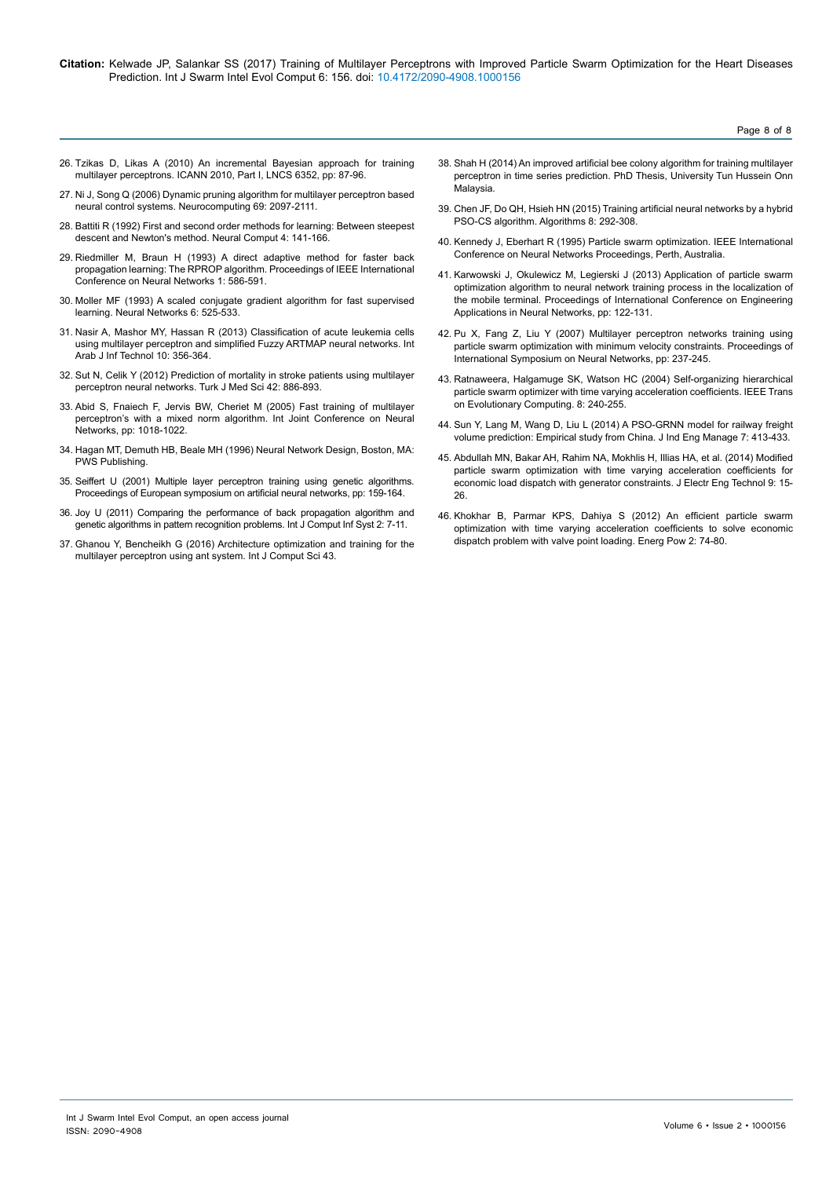26. Tzikas D, Likas A (2010) An incremental Bayesian approach for training multilayer perceptrons. ICANN 2010, Part I, LNCS 6352, pp: 87-96.

27. Ni J, Song Q (2006) Dynamic pruning algorithm for multilayer perceptron based neural control systems. Neurocomputing 69: 2097-2111.

28. Battiti R (1992) First and second order methods for learning: Between steepest descent and Newton's method. Neural Comput 4: 141-166.

29. Riedmiller M, Braun H (1993) A direct adaptive method for faster back propagation learning: The RPROP algorithm. Proceedings of IEEE International Conference on Neural Networks 1: 586-591.

30. Moller MF (1993) A scaled conjugate gradient algorithm for fast supervised learning. Neural Networks 6: 525-533.

31. Nasir A, Mashor MY, Hassan R (2013) Classification of acute leukemia cells using multilayer perceptron and simplified Fuzzy ARTMAP neural networks. Int Arab J Inf Technol 10: 356-364.

32. Sut N, Celik Y (2012) Prediction of mortality in stroke patients using multilayer perceptron neural networks. Turk J Med Sci 42: 886-893.

33. Abid S, Fnaiech F, Jervis BW, Cheriet M (2005) Fast training of multilayer perceptron's with a mixed norm algorithm. Int Joint Conference on Neural Networks, pp: 1018-1022.

34. Hagan MT, Demuth HB, Beale MH (1996) Neural Network Design, Boston, MA: PWS Publishing.

35. Seiffert U (2001) Multiple layer perceptron training using genetic algorithms. Proceedings of European symposium on artificial neural networks, pp: 159-164.

36. Joy U (2011) Comparing the performance of back propagation algorithm and genetic algorithms in pattern recognition problems. Int J Comput Inf Syst 2: 7-11.

37. Ghanou Y, Bencheikh G (2016) Architecture optimization and training for the multilayer perceptron using ant system. Int J Comput Sci 43.

38. Shah H (2014) An improved artificial bee colony algorithm for training multilayer perceptron in time series prediction. PhD Thesis, University Tun Hussein Onn Malaysia.

39. Chen JF, Do QH, Hsieh HN (2015) Training artificial neural networks by a hybrid PSO-CS algorithm. Algorithms 8: 292-308.

40. Kennedy J, Eberhart R (1995) Particle swarm optimization. IEEE International Conference on Neural Networks Proceedings, Perth, Australia.

41. Karwowski J, Okulewicz M, Legierski J (2013) Application of particle swarm optimization algorithm to neural network training process in the localization of the mobile terminal. Proceedings of International Conference on Engineering Applications in Neural Networks, pp: 122-131.

42. Pu X, Fang Z, Liu Y (2007) Multilayer perceptron networks training using particle swarm optimization with minimum velocity constraints. Proceedings of International Symposium on Neural Networks, pp: 237-245.

43. Ratnaweera, Halgamuge SK, Watson HC (2004) Self-organizing hierarchical particle swarm optimizer with time varying acceleration coefficients. IEEE Trans on Evolutionary Computing. 8: 240-255.

44. Sun Y, Lang M, Wang D, Liu L (2014) A PSO-GRNN model for railway freight volume prediction: Empirical study from China. J Ind Eng Manage 7: 413-433.

45. Abdullah MN, Bakar AH, Rahim NA, Mokhlis H, Illias HA, et al. (2014) Modified particle swarm optimization with time varying acceleration coefficients for economic load dispatch with generator constraints. J Electr Eng Technol 9: 15-26.

46. Khokhar B, Parmar KPS, Dahiya S (2012) An efficient particle swarm optimization with time varying acceleration coefficients to solve economic dispatch problem with valve point loading. Energ Pow 2: 74-80.